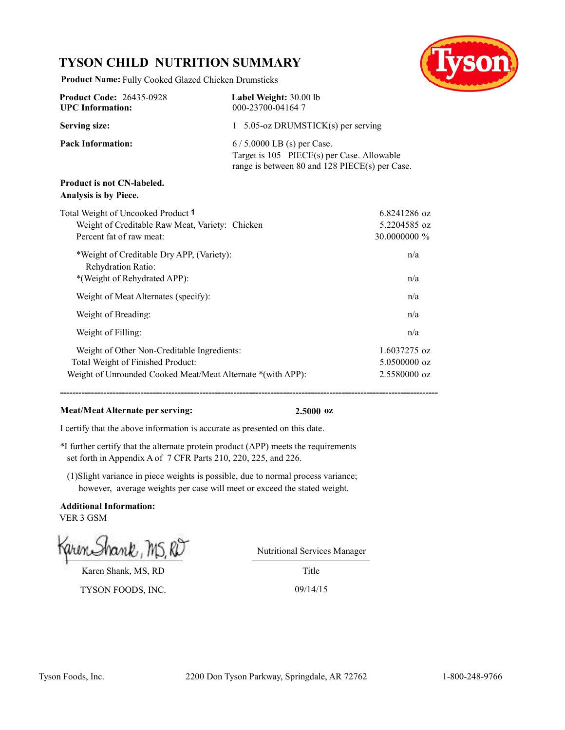# TYSON CHILD NUTRITION SUMMARY

**Product Name:** Fully Cooked Glazed Chicken Drumsticks

| | |
|---|---|
| **Product Code:** 26435-0928 | **Label Weight:** 30.00 lb |
| **UPC Information:** | 000-23700-04164 7 |
| **Serving size:** | 1 5.05-oz DRUMSTICK(s) per serving |
| **Pack Information:** | 6 / 5.0000 LB (s) per Case. Target is 105 PIECE(s) per Case. Allowable range is between 80 and 128 PIECE(s) per Case. |

**Product is not CN-labeled.**
**Analysis is by Piece.**

| | |
|---|---|
| Total Weight of Uncooked Product [1] | 6.8241286 oz |
| Weight of Creditable Raw Meat, Variety: Chicken | 5.2204585 oz |
| Percent fat of raw meat: | 30.0000000 % |
| *Weight of Creditable Dry APP, (Variety): Rehydration Ratio: | n/a |
| *(Weight of Rehydrated APP): | n/a |
| Weight of Meat Alternates (specify): | n/a |
| Weight of Breading: | n/a |
| Weight of Filling: | n/a |
| Weight of Other Non-Creditable Ingredients: | 1.6037275 oz |
| Total Weight of Finished Product: | 5.0500000 oz |
| Weight of Unrounded Cooked Meat/Meat Alternate *(with APP): | 2.5580000 oz |

---

**Meat/Meat Alternate per serving:** **2.5000 oz**

I certify that the above information is accurate as presented on this date.

*I further certify that the alternate protein product (APP) meets the requirements set forth in Appendix A of 7 CFR Parts 210, 220, 225, and 226.

(1)Slight variance in piece weights is possible, due to normal process variance; however, average weights per case will meet or exceed the stated weight.

**Additional Information:**
VER 3 GSM

Karen Shank, MS, RD

| | |
|---|---|
| Karen Shank, MS, RD | Nutritional Services Manager |
| | Title |
| TYSON FOODS, INC. | 09/14/15 |

Tyson Foods, Inc. 2200 Don Tyson Parkway, Springdale, AR 72762 1-800-248-9766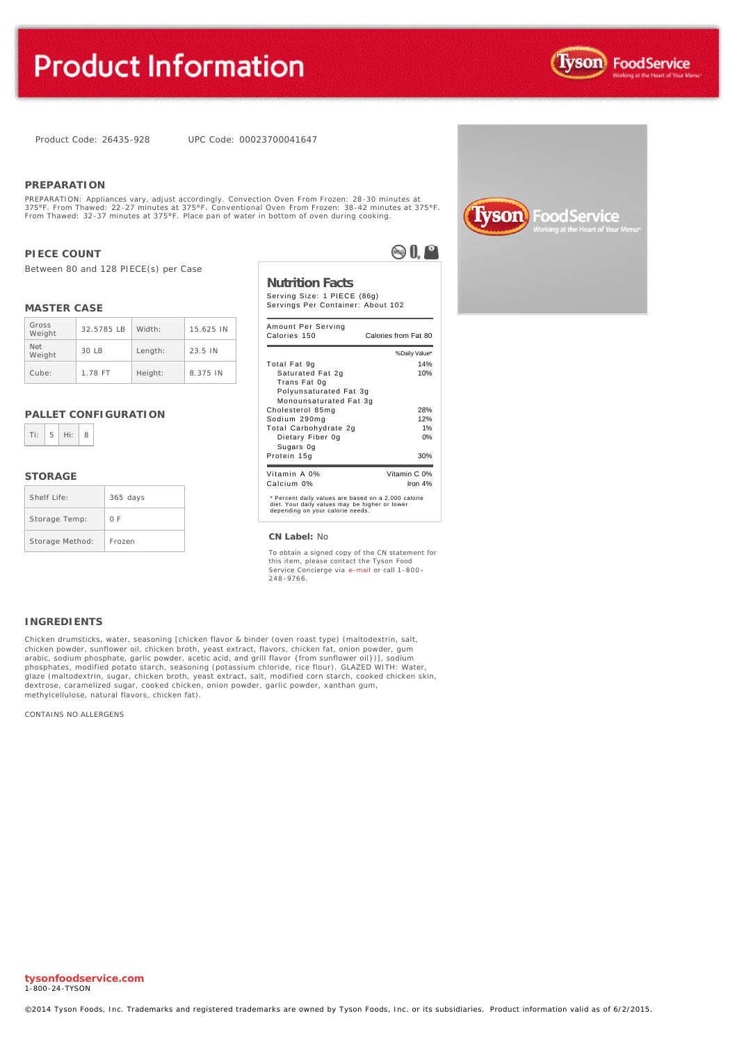# Product Information

Product Code: 26435-928 UPC Code: 00023700041647

## PREPARATION

PREPARATION: Appliances vary, adjust accordingly. Convection Oven From Frozen: 28-30 minutes at 375°F. From Thawed: 22-27 minutes at 375°F. Conventional Oven From Frozen: 38-42 minutes at 375°F. From Thawed: 32-37 minutes at 375°F. Place pan of water in bottom of oven during cooking.

## PIECE COUNT

Between 80 and 128 PIECE(s) per Case

## MASTER CASE

| | | | |
|---|---|---|---|
| Gross Weight | 32.5785 LB | Width: | 15.625 IN |
| Net Weight | 30 LB | Length: | 23.5 IN |
| Cube: | 1.78 FT | Height: | 8.375 IN |

## PALLET CONFIGURATION

| | | | |
|---|---|---|---|
| Ti: | 5 | Hi: | 8 |

## STORAGE

| | |
|---|---|
| Shelf Life: | 365 days |
| Storage Temp: | 0 F |
| Storage Method: | Frozen |

## Nutrition Facts

Serving Size: 1 PIECE (86g)
Servings Per Container: About 102

| Amount Per Serving | |
|---|---|
| Calories 150 | Calories from Fat 80 |
| | %Daily Value* |
| Total Fat 9g | 14% |
| Saturated Fat 2g | 10% |
| Trans Fat 0g | |
| Polyunsaturated Fat 3g | |
| Monounsaturated Fat 3g | |
| Cholesterol 85mg | 28% |
| Sodium 290mg | 12% |
| Total Carbohydrate 2g | 1% |
| Dietary Fiber 0g | 0% |
| Sugars 0g | |
| Protein 15g | 30% |
| Vitamin A 0% | Vitamin C 0% |
| Calcium 0% | Iron 4% |

\* Percent daily values are based on a 2,000 calorie diet. Your daily values may be higher or lower depending on your calorie needs.

**CN Label:** No

To obtain a signed copy of the CN statement for this item, please contact the Tyson Food Service Concierge via e-mail or call 1-800-248-9766.

## INGREDIENTS

Chicken drumsticks, water, seasoning [chicken flavor & binder (oven roast type) (maltodextrin, salt, chicken powder, sunflower oil, chicken broth, yeast extract, flavors, chicken fat, onion powder, gum arabic, sodium phosphate, garlic powder, acetic acid, and grill flavor {from sunflower oil})], sodium phosphates, modified potato starch, seasoning (potassium chloride, rice flour). GLAZED WITH: Water, glaze (maltodextrin, sugar, chicken broth, yeast extract, salt, modified corn starch, cooked chicken skin, dextrose, caramelized sugar, cooked chicken, onion powder, garlic powder, xanthan gum, methylcellulose, natural flavors, chicken fat).

CONTAINS NO ALLERGENS

**tysonfoodservice.com**
1-800-24-TYSON

©2014 Tyson Foods, Inc. Trademarks and registered trademarks are owned by Tyson Foods, Inc. or its subsidiaries. Product information valid as of 6/2/2015.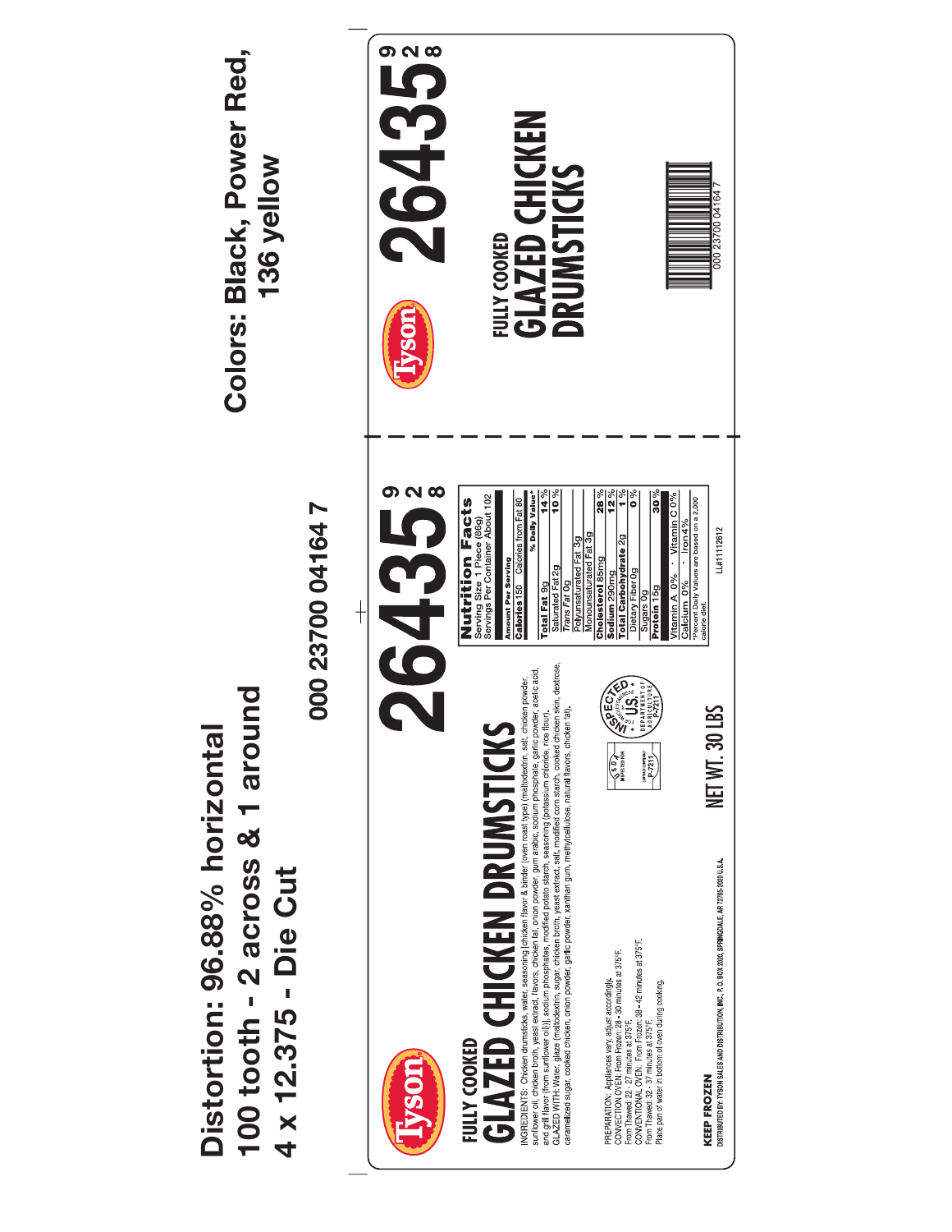Distortion: 96.88% horizontal
100 tooth - 2 across & 1 around
4 x 12.375 - Die Cut

Colors: Black, Power Red, 136 yellow

000 23700 04164 7

Tyson

FULLY COOKED

# GLAZED CHICKEN DRUMSTICKS

# 26435 928

INGREDIENTS: Chicken drumsticks, water, seasoning [chicken flavor & binder (oven roast type) (maltodextrin, salt, chicken powder, sunflower oil, chicken broth, yeast extract, flavors, chicken fat, onion powder, gum arabic, sodium phosphate, garlic powder, acetic acid, and grill flavor (from sunflower oil))], sodium phosphates, modified potato starch, seasoning (potassium chloride, rice flour). GLAZED WITH: Water, glaze (maltodextrin, sugar, chicken broth, yeast extract, salt, modified corn starch, cooked chicken skin, dextrose, caramelized sugar, cooked chicken, onion powder, garlic powder, xanthan gum, methylcellulose, natural flavors, chicken fat).

**Nutrition Facts**
Serving Size 1 Piece (86g)
Servings Per Container About 102

| Amount Per Serving | |
|---|---|
| Calories 150 Calories from Fat 80 | |
| | % Daily Value* |
| **Total Fat** 9g | 14 % |
| Saturated Fat 2g | 10 % |
| *Trans* Fat 0g | |
| Polyunsaturated Fat 3g | |
| Monounsaturated Fat 3g | |
| **Cholesterol** 85mg | 28 % |
| **Sodium** 290mg | 12 % |
| **Total Carbohydrate** 2g | 1 % |
| Dietary Fiber 0g | 0 % |
| Sugars 0g | |
| **Protein** 15g | 30 % |
| Vitamin A 0% • Vitamin C 0% | |
| Calcium 0% • Iron 4% | |

*Percent Daily Values are based on a 2,000 calorie diet.

LL#11112612

USDA INSPECTED FOR WHOLESOMENESS — U.S. DEPARTMENT OF AGRICULTURE P-7211

PREPARATION: Appliances vary, adjust accordingly.
CONVECTION OVEN: From Frozen: 28 - 30 minutes at 375°F.
From Thawed: 22 - 27 minutes at 375°F.
CONVENTIONAL OVEN: From Frozen: 38 - 42 minutes at 375°F.
From Thawed: 32 - 37 minutes at 375°F.
Place pan of water in bottom of oven during cooking.

NET WT. 30 LBS

**KEEP FROZEN**
DISTRIBUTED BY: TYSON SALES AND DISTRIBUTION, INC., P. O. BOX 2020, SPRINGDALE, AR 72765-2020 U.S.A.

---

Tyson

# 26435 928

FULLY COOKED

# GLAZED CHICKEN DRUMSTICKS

000 23700 04164 7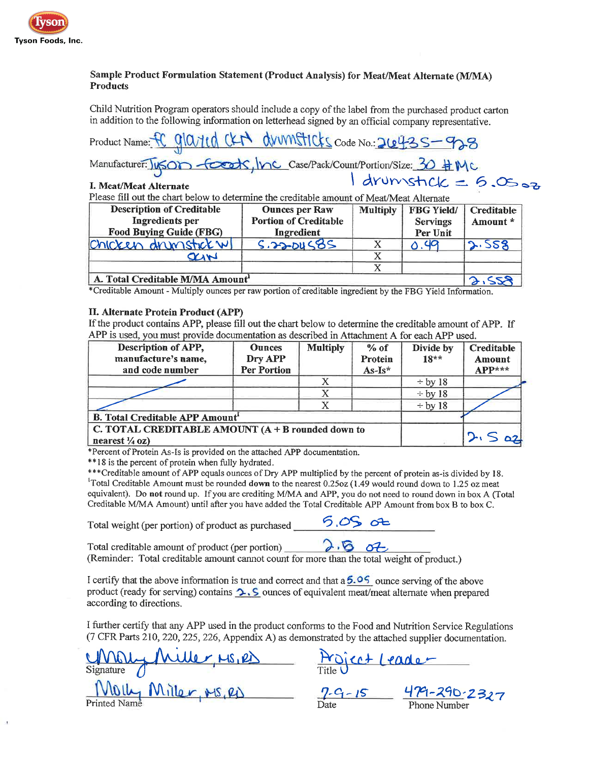Tyson Foods, Inc.

**Sample Product Formulation Statement (Product Analysis) for Meat/Meat Alternate (M/MA) Products**

Child Nutrition Program operators should include a copy of the label from the purchased product carton in addition to the following information on letterhead signed by an official company representative.

Product Name: FC glazed CKN drumsticks Code No.: 26435-928

Manufacturer: Tyson Foods, Inc Case/Pack/Count/Portion/Size: 30 # MC

1 drumstick = 5.05 oz

**I. Meat/Meat Alternate**

Please fill out the chart below to determine the creditable amount of Meat/Meat Alternate

| Description of Creditable Ingredients per Food Buying Guide (FBG) | Ounces per Raw Portion of Creditable Ingredient | Multiply | FBG Yield/ Servings Per Unit | Creditable Amount * |
|---|---|---|---|---|
| Chicken drumstick w/ skin | 5.22204585 | X | 0.49 | 2.558 |
| | | X | | |
| | | X | | |
| **A. Total Creditable M/MA Amount[1]** | | | | 2.558 |

*Creditable Amount - Multiply ounces per raw portion of creditable ingredient by the FBG Yield Information.

**II. Alternate Protein Product (APP)**

If the product contains APP, please fill out the chart below to determine the creditable amount of APP. If APP is used, you must provide documentation as described in Attachment A for each APP used.

| Description of APP, manufacture's name, and code number | Ounces Dry APP Per Portion | Multiply | % of Protein As-Is* | Divide by 18** | Creditable Amount APP*** |
|---|---|---|---|---|---|
| | | X | | ÷ by 18 | |
| | | X | | ÷ by 18 | |
| | | X | | ÷ by 18 | |
| **B. Total Creditable APP Amount[1]** | | | | | |
| **C. TOTAL CREDITABLE AMOUNT (A + B rounded down to nearest ¼ oz)** | | | | | 2.5 oz |

*Percent of Protein As-Is is provided on the attached APP documentation.

**18 is the percent of protein when fully hydrated.

***Creditable amount of APP equals ounces of Dry APP multiplied by the percent of protein as-is divided by 18.

[1]Total Creditable Amount must be rounded **down** to the nearest 0.25oz (1.49 would round down to 1.25 oz meat equivalent). Do **not** round up. If you are crediting M/MA and APP, you do not need to round down in box A (Total Creditable M/MA Amount) until after you have added the Total Creditable APP Amount from box B to box C.

Total weight (per portion) of product as purchased 5.05 oz

Total creditable amount of product (per portion) 2.5 oz

(Reminder: Total creditable amount cannot count for more than the total weight of product.)

I certify that the above information is true and correct and that a 5.05 ounce serving of the above product (ready for serving) contains 2.5 ounces of equivalent meat/meat alternate when prepared according to directions.

I further certify that any APP used in the product conforms to the Food and Nutrition Service Regulations (7 CFR Parts 210, 220, 225, 226, Appendix A) as demonstrated by the attached supplier documentation.

Signature: Molly Miller, MS, RD

Title: Project Leader

Printed Name: Molly Miller, MS, RD

Date: 7-9-15

Phone Number: 479-290-2327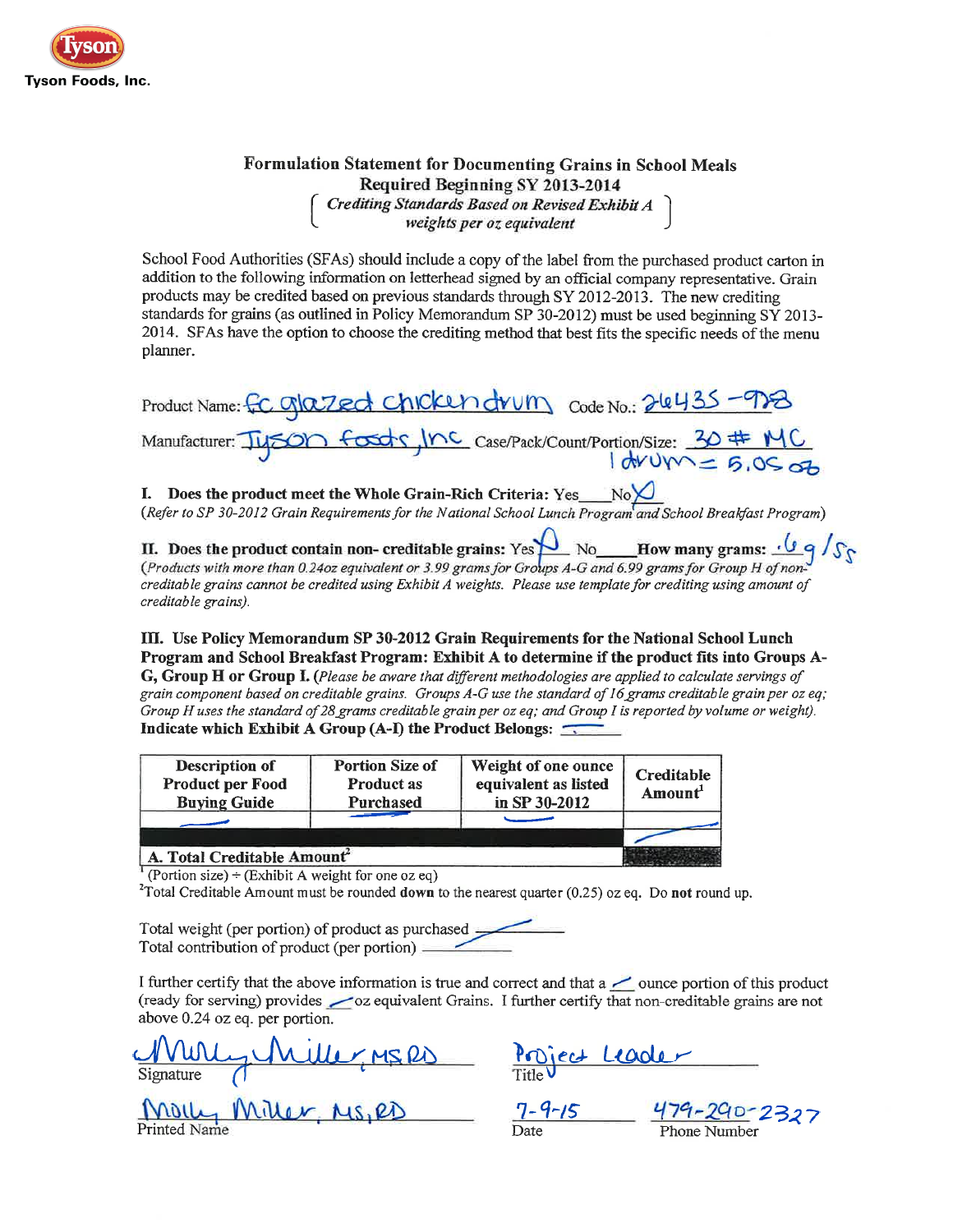**Tyson Foods, Inc.**

## Formulation Statement for Documenting Grains in School Meals

### Required Beginning SY 2013-2014

*( Crediting Standards Based on Revised Exhibit A weights per oz equivalent )*

School Food Authorities (SFAs) should include a copy of the label from the purchased product carton in addition to the following information on letterhead signed by an official company representative. Grain products may be credited based on previous standards through SY 2012-2013. The new crediting standards for grains (as outlined in Policy Memorandum SP 30-2012) must be used beginning SY 2013-2014. SFAs have the option to choose the crediting method that best fits the specific needs of the menu planner.

Product Name: FC glazed chicken drum Code No.: 26435-928

Manufacturer: Tyson foods, Inc Case/Pack/Count/Portion/Size: 30 # MC 1 drum = 5.05 oz

**I. Does the product meet the Whole Grain-Rich Criteria:** Yes____ No X

(*Refer to SP 30-2012 Grain Requirements for the National School Lunch Program and School Breakfast Program*)

**II. Does the product contain non- creditable grains:** Yes X No____ **How many grams:** .69 / SS

(*Products with more than 0.24oz equivalent or 3.99 grams for Groups A-G and 6.99 grams for Group H of non-creditable grains cannot be credited using Exhibit A weights. Please use template for crediting using amount of creditable grains*).

**III. Use Policy Memorandum SP 30-2012 Grain Requirements for the National School Lunch Program and School Breakfast Program: Exhibit A to determine if the product fits into Groups A-G, Group H or Group I.** (*Please be aware that different methodologies are applied to calculate servings of grain component based on creditable grains. Groups A-G use the standard of 16 grams creditable grain per oz eq; Group H uses the standard of 28 grams creditable grain per oz eq; and Group I is reported by volume or weight*).

**Indicate which Exhibit A Group (A-I) the Product Belongs:** —

| Description of Product per Food Buying Guide | Portion Size of Product as Purchased | Weight of one ounce equivalent as listed in SP 30-2012 | Creditable Amount[1] |
|---|---|---|---|
| — | — | — | — |
| **A. Total Creditable Amount[2]** | | | |

[1] (Portion size) ÷ (Exhibit A weight for one oz eq)

[2] Total Creditable Amount must be rounded **down** to the nearest quarter (0.25) oz eq. Do **not** round up.

Total weight (per portion) of product as purchased —

Total contribution of product (per portion) —

I further certify that the above information is true and correct and that a — ounce portion of this product (ready for serving) provides — oz equivalent Grains. I further certify that non-creditable grains are not above 0.24 oz eq. per portion.

Signature: Molly Miller, MS RD

Title: Project Leader

Printed Name: Molly Miller, MS, RD

Date: 7-9-15

Phone Number: 479-290-2327